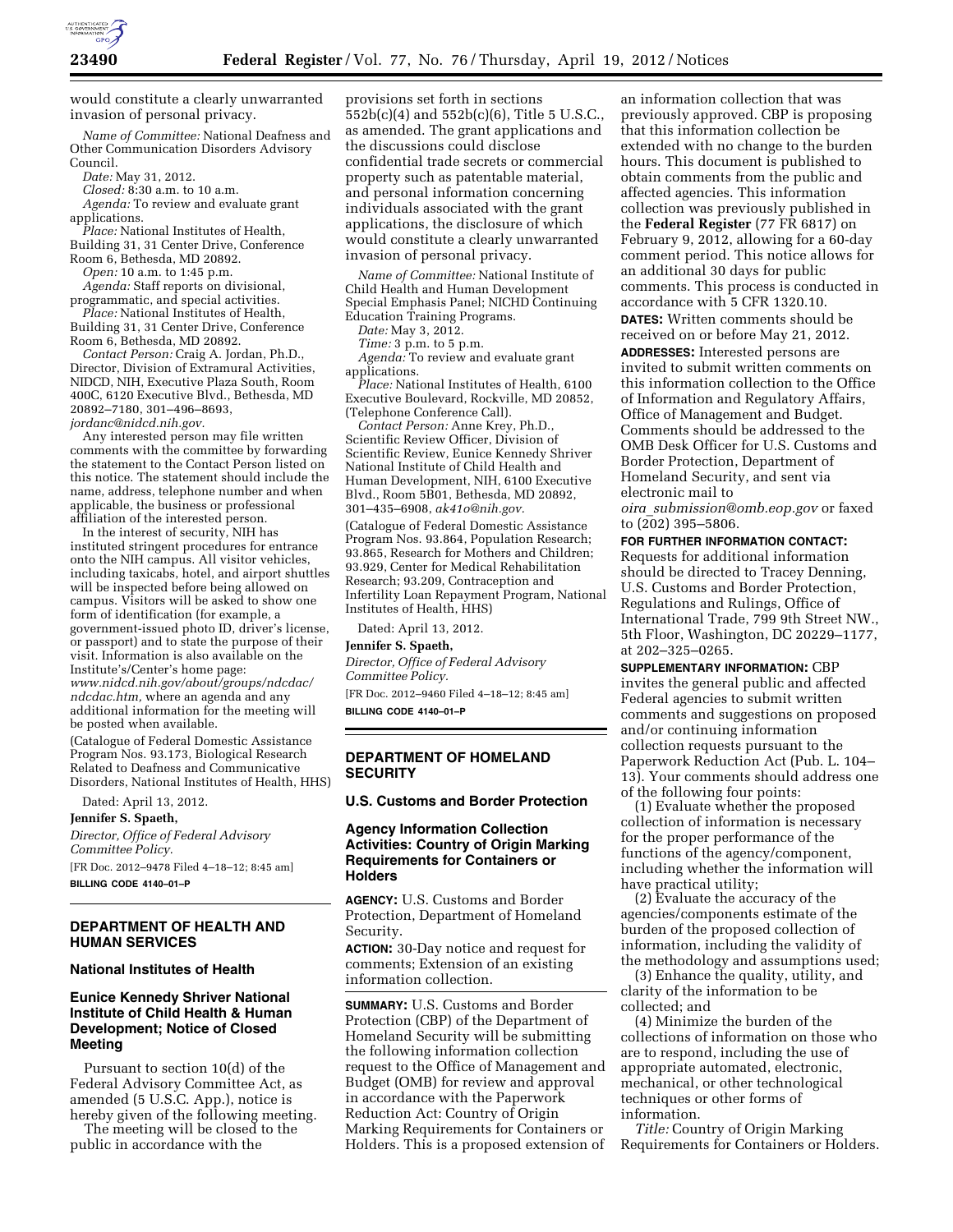would constitute a clearly unwarranted invasion of personal privacy.

*Name of Committee:* National Deafness and Other Communication Disorders Advisory Council.

*Date:* May 31, 2012.

*Closed:* 8:30 a.m. to 10 a.m.

*Agenda:* To review and evaluate grant applications.

*Place:* National Institutes of Health, Building 31, 31 Center Drive, Conference Room 6, Bethesda, MD 20892.

*Open:* 10 a.m. to 1:45 p.m.

*Agenda:* Staff reports on divisional, programmatic, and special activities.

*Place:* National Institutes of Health, Building 31, 31 Center Drive, Conference Room 6, Bethesda, MD 20892.

*Contact Person:* Craig A. Jordan, Ph.D., Director, Division of Extramural Activities, NIDCD, NIH, Executive Plaza South, Room 400C, 6120 Executive Blvd., Bethesda, MD 20892–7180, 301–496–8693, *jordanc@nidcd.nih.gov.*

Any interested person may file written comments with the committee by forwarding the statement to the Contact Person listed on this notice. The statement should include the name, address, telephone number and when applicable, the business or professional affiliation of the interested person.

In the interest of security, NIH has instituted stringent procedures for entrance onto the NIH campus. All visitor vehicles, including taxicabs, hotel, and airport shuttles will be inspected before being allowed on campus. Visitors will be asked to show one form of identification (for example, a government-issued photo ID, driver's license, or passport) and to state the purpose of their visit. Information is also available on the Institute's/Center's home page: *www.nidcd.nih.gov/about/groups/ndcdac/ndcdac.htm,* where an agenda and any additional information for the meeting will be posted when available.

(Catalogue of Federal Domestic Assistance Program Nos. 93.173, Biological Research Related to Deafness and Communicative Disorders, National Institutes of Health, HHS)

Dated: April 13, 2012.

**Jennifer S. Spaeth,**

*Director, Office of Federal Advisory Committee Policy.*

[FR Doc. 2012–9478 Filed 4–18–12; 8:45 am]

**BILLING CODE 4140–01–P**

## DEPARTMENT OF HEALTH AND HUMAN SERVICES

### National Institutes of Health

### Eunice Kennedy Shriver National Institute of Child Health & Human Development; Notice of Closed Meeting

Pursuant to section 10(d) of the Federal Advisory Committee Act, as amended (5 U.S.C. App.), notice is hereby given of the following meeting.

The meeting will be closed to the public in accordance with the provisions set forth in sections 552b(c)(4) and 552b(c)(6), Title 5 U.S.C., as amended. The grant applications and the discussions could disclose confidential trade secrets or commercial property such as patentable material, and personal information concerning individuals associated with the grant applications, the disclosure of which would constitute a clearly unwarranted invasion of personal privacy.

*Name of Committee:* National Institute of Child Health and Human Development Special Emphasis Panel; NICHD Continuing Education Training Programs.

*Date:* May 3, 2012.

*Time:* 3 p.m. to 5 p.m.

*Agenda:* To review and evaluate grant applications.

*Place:* National Institutes of Health, 6100 Executive Boulevard, Rockville, MD 20852, (Telephone Conference Call).

*Contact Person:* Anne Krey, Ph.D., Scientific Review Officer, Division of Scientific Review, Eunice Kennedy Shriver National Institute of Child Health and Human Development, NIH, 6100 Executive Blvd., Room 5B01, Bethesda, MD 20892, 301–435–6908, *ak41o@nih.gov.*

(Catalogue of Federal Domestic Assistance Program Nos. 93.864, Population Research; 93.865, Research for Mothers and Children; 93.929, Center for Medical Rehabilitation Research; 93.209, Contraception and Infertility Loan Repayment Program, National Institutes of Health, HHS)

Dated: April 13, 2012.

**Jennifer S. Spaeth,**

*Director, Office of Federal Advisory Committee Policy.*

[FR Doc. 2012–9460 Filed 4–18–12; 8:45 am]

**BILLING CODE 4140–01–P**

## DEPARTMENT OF HOMELAND SECURITY

### U.S. Customs and Border Protection

### Agency Information Collection Activities: Country of Origin Marking Requirements for Containers or Holders

**AGENCY:** U.S. Customs and Border Protection, Department of Homeland Security.

**ACTION:** 30-Day notice and request for comments; Extension of an existing information collection.

**SUMMARY:** U.S. Customs and Border Protection (CBP) of the Department of Homeland Security will be submitting the following information collection request to the Office of Management and Budget (OMB) for review and approval in accordance with the Paperwork Reduction Act: Country of Origin Marking Requirements for Containers or Holders. This is a proposed extension of an information collection that was previously approved. CBP is proposing that this information collection be extended with no change to the burden hours. This document is published to obtain comments from the public and affected agencies. This information collection was previously published in the **Federal Register** (77 FR 6817) on February 9, 2012, allowing for a 60-day comment period. This notice allows for an additional 30 days for public comments. This process is conducted in accordance with 5 CFR 1320.10.

**DATES:** Written comments should be received on or before May 21, 2012.

**ADDRESSES:** Interested persons are invited to submit written comments on this information collection to the Office of Information and Regulatory Affairs, Office of Management and Budget. Comments should be addressed to the OMB Desk Officer for U.S. Customs and Border Protection, Department of Homeland Security, and sent via electronic mail to *oira_submission@omb.eop.gov* or faxed to (202) 395–5806.

**FOR FURTHER INFORMATION CONTACT:** Requests for additional information should be directed to Tracey Denning, U.S. Customs and Border Protection, Regulations and Rulings, Office of International Trade, 799 9th Street NW., 5th Floor, Washington, DC 20229–1177, at 202–325–0265.

**SUPPLEMENTARY INFORMATION:** CBP invites the general public and affected Federal agencies to submit written comments and suggestions on proposed and/or continuing information collection requests pursuant to the Paperwork Reduction Act (Pub. L. 104–13). Your comments should address one of the following four points:

(1) Evaluate whether the proposed collection of information is necessary for the proper performance of the functions of the agency/component, including whether the information will have practical utility;

(2) Evaluate the accuracy of the agencies/components estimate of the burden of the proposed collection of information, including the validity of the methodology and assumptions used;

(3) Enhance the quality, utility, and clarity of the information to be collected; and

(4) Minimize the burden of the collections of information on those who are to respond, including the use of appropriate automated, electronic, mechanical, or other technological techniques or other forms of information.

*Title:* Country of Origin Marking Requirements for Containers or Holders.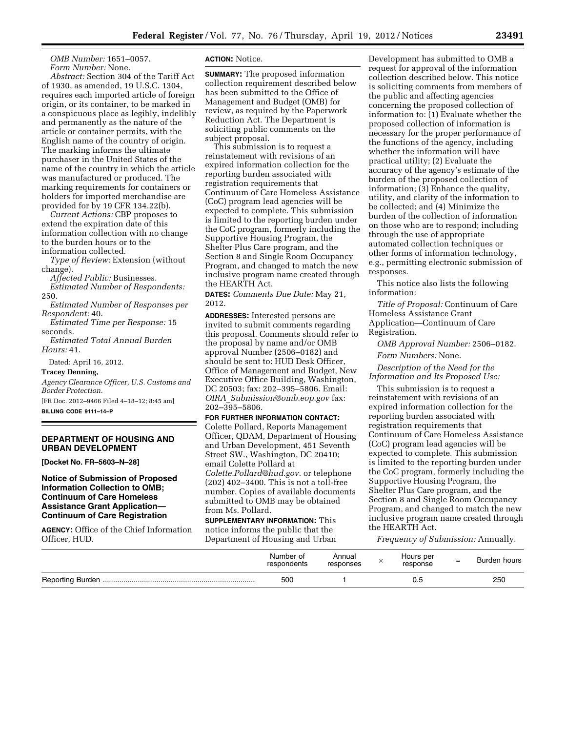*OMB Number:* 1651–0057.

*Form Number:* None.

*Abstract:* Section 304 of the Tariff Act of 1930, as amended, 19 U.S.C. 1304, requires each imported article of foreign origin, or its container, to be marked in a conspicuous place as legibly, indelibly and permanently as the nature of the article or container permits, with the English name of the country of origin. The marking informs the ultimate purchaser in the United States of the name of the country in which the article was manufactured or produced. The marking requirements for containers or holders for imported merchandise are provided for by 19 CFR 134.22(b).

*Current Actions:* CBP proposes to extend the expiration date of this information collection with no change to the burden hours or to the information collected.

*Type of Review:* Extension (without change).

*Affected Public:* Businesses.

*Estimated Number of Respondents:* 250.

*Estimated Number of Responses per Respondent:* 40.

*Estimated Time per Response:* 15 seconds.

*Estimated Total Annual Burden Hours:* 41.

Dated: April 16, 2012.

**Tracey Denning,**

*Agency Clearance Officer, U.S. Customs and Border Protection.*

[FR Doc. 2012–9466 Filed 4–18–12; 8:45 am]

**BILLING CODE 9111–14–P**

## DEPARTMENT OF HOUSING AND URBAN DEVELOPMENT

**[Docket No. FR–5603–N–28]**

### Notice of Submission of Proposed Information Collection to OMB; Continuum of Care Homeless Assistance Grant Application—Continuum of Care Registration

**AGENCY:** Office of the Chief Information Officer, HUD.

**ACTION:** Notice.

**SUMMARY:** The proposed information collection requirement described below has been submitted to the Office of Management and Budget (OMB) for review, as required by the Paperwork Reduction Act. The Department is soliciting public comments on the subject proposal.

This submission is to request a reinstatement with revisions of an expired information collection for the reporting burden associated with registration requirements that Continuum of Care Homeless Assistance (CoC) program lead agencies will be expected to complete. This submission is limited to the reporting burden under the CoC program, formerly including the Supportive Housing Program, the Shelter Plus Care program, and the Section 8 and Single Room Occupancy Program, and changed to match the new inclusive program name created through the HEARTH Act.

**DATES:** *Comments Due Date:* May 21, 2012.

**ADDRESSES:** Interested persons are invited to submit comments regarding this proposal. Comments should refer to the proposal by name and/or OMB approval Number (2506–0182) and should be sent to: HUD Desk Officer, Office of Management and Budget, New Executive Office Building, Washington, DC 20503; fax: 202–395–5806. Email: *OIRA_Submission@omb.eop.gov* fax: 202–395–5806.

**FOR FURTHER INFORMATION CONTACT:** Colette Pollard, Reports Management Officer, QDAM, Department of Housing and Urban Development, 451 Seventh Street SW., Washington, DC 20410; email Colette Pollard at *Colette.Pollard@hud.gov.* or telephone (202) 402–3400. This is not a toll-free number. Copies of available documents submitted to OMB may be obtained from Ms. Pollard.

**SUPPLEMENTARY INFORMATION:** This notice informs the public that the Department of Housing and Urban Development has submitted to OMB a request for approval of the information collection described below. This notice is soliciting comments from members of the public and affecting agencies concerning the proposed collection of information to: (1) Evaluate whether the proposed collection of information is necessary for the proper performance of the functions of the agency, including whether the information will have practical utility; (2) Evaluate the accuracy of the agency's estimate of the burden of the proposed collection of information; (3) Enhance the quality, utility, and clarity of the information to be collected; and (4) Minimize the burden of the collection of information on those who are to respond; including through the use of appropriate automated collection techniques or other forms of information technology, e.g., permitting electronic submission of responses.

This notice also lists the following information:

*Title of Proposal:* Continuum of Care Homeless Assistance Grant Application—Continuum of Care Registration.

*OMB Approval Number:* 2506–0182.

*Form Numbers:* None.

*Description of the Need for the Information and Its Proposed Use:*

This submission is to request a reinstatement with revisions of an expired information collection for the reporting burden associated with registration requirements that Continuum of Care Homeless Assistance (CoC) program lead agencies will be expected to complete. This submission is limited to the reporting burden under the CoC program, formerly including the Supportive Housing Program, the Shelter Plus Care program, and the Section 8 and Single Room Occupancy Program, and changed to match the new inclusive program name created through the HEARTH Act.

*Frequency of Submission:* Annually.

| | Number of respondents | Annual responses | × | Hours per response | = | Burden hours |
|---|---|---|---|---|---|---|
| Reporting Burden | 500 | 1 | | 0.5 | | 250 |